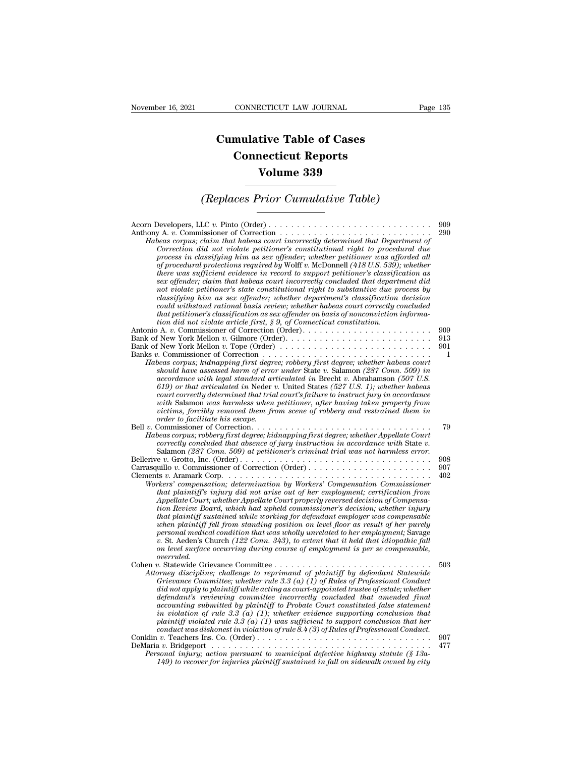# Cumulative Table of Cases
# Connecticut Reports
# Volume 339

## *(Replaces Prior Cumulative Table)*

Acorn Developers, LLC *v.* Pinto (Order) . . . . . . . . . . . . . . . . . . . . . . . . . . . . . 909

Anthony A. *v.* Commissioner of Correction . . . . . . . . . . . . . . . . . . . . . . . . . . . 290

*Habeas corpus; claim that habeas court incorrectly determined that Department of Correction did not violate petitioner's constitutional right to procedural due process in classifying him as sex offender; whether petitioner was afforded all of procedural protections required by* Wolff *v.* McDonnell *(418 U.S. 539); whether there was sufficient evidence in record to support petitioner's classification as sex offender; claim that habeas court incorrectly concluded that department did not violate petitioner's state constitutional right to substantive due process by classifying him as sex offender; whether department's classification decision could withstand rational basis review; whether habeas court correctly concluded that petitioner's classification as sex offender on basis of nonconviction information did not violate article first, § 9, of Connecticut constitution.*

Antonio A. *v.* Commissioner of Correction (Order) . . . . . . . . . . . . . . . . . . . . . . . 909

Bank of New York Mellon *v.* Gilmore (Order) . . . . . . . . . . . . . . . . . . . . . . . . . . 913

Bank of New York Mellon *v.* Tope (Order) . . . . . . . . . . . . . . . . . . . . . . . . . . . 901

Banks *v.* Commissioner of Correction . . . . . . . . . . . . . . . . . . . . . . . . . . . . . . 1

*Habeas corpus; kidnapping first degree; robbery first degree; whether habeas court should have assessed harm of error under* State *v.* Salamon *(287 Conn. 509) in accordance with legal standard articulated in* Brecht *v.* Abrahamson *(507 U.S. 619) or that articulated in* Neder *v.* United States *(527 U.S. 1); whether habeas court correctly determined that trial court's failure to instruct jury in accordance with* Salamon *was harmless when petitioner, after having taken property from victims, forcibly removed them from scene of robbery and restrained them in order to facilitate his escape.*

Bell *v.* Commissioner of Correction . . . . . . . . . . . . . . . . . . . . . . . . . . . . . . . . 79

*Habeas corpus; robbery first degree; kidnapping first degree; whether Appellate Court correctly concluded that absence of jury instruction in accordance with* State *v.* Salamon *(287 Conn. 509) at petitioner's criminal trial was not harmless error.*

Bellerive *v.* Grotto, Inc. (Order) . . . . . . . . . . . . . . . . . . . . . . . . . . . . . . . . . 908

Carrasquillo *v.* Commissioner of Correction (Order) . . . . . . . . . . . . . . . . . . . . . . 907

Clements *v.* Aramark Corp. . . . . . . . . . . . . . . . . . . . . . . . . . . . . . . . . . . . . 402

*Workers' compensation; determination by Workers' Compensation Commissioner that plaintiff's injury did not arise out of her employment; certification from Appellate Court; whether Appellate Court properly reversed decision of Compensation Review Board, which had upheld commissioner's decision; whether injury that plaintiff sustained while working for defendant employer was compensable when plaintiff fell from standing position on level floor as result of her purely personal medical condition that was wholly unrelated to her employment;* Savage *v.* St. Aeden's Church *(122 Conn. 343), to extent that it held that idiopathic fall on level surface occurring during course of employment is per se compensable, overruled.*

Cohen *v.* Statewide Grievance Committee . . . . . . . . . . . . . . . . . . . . . . . . . . . . 503

*Attorney discipline; challenge to reprimand of plaintiff by defendant Statewide Grievance Committee; whether rule 3.3 (a) (1) of Rules of Professional Conduct did not apply to plaintiff while acting as court-appointed trustee of estate; whether defendant's reviewing committee incorrectly concluded that amended final accounting submitted by plaintiff to Probate Court constituted false statement in violation of rule 3.3 (a) (1); whether evidence supporting conclusion that plaintiff violated rule 3.3 (a) (1) was sufficient to support conclusion that her conduct was dishonest in violation of rule 8.4 (3) of Rules of Professional Conduct.*

Conklin *v.* Teachers Ins. Co. (Order) . . . . . . . . . . . . . . . . . . . . . . . . . . . . . . 907

DeMaria *v.* Bridgeport . . . . . . . . . . . . . . . . . . . . . . . . . . . . . . . . . . . . . . . 477

*Personal injury; action pursuant to municipal defective highway statute (§ 13a-149) to recover for injuries plaintiff sustained in fall on sidewalk owned by city*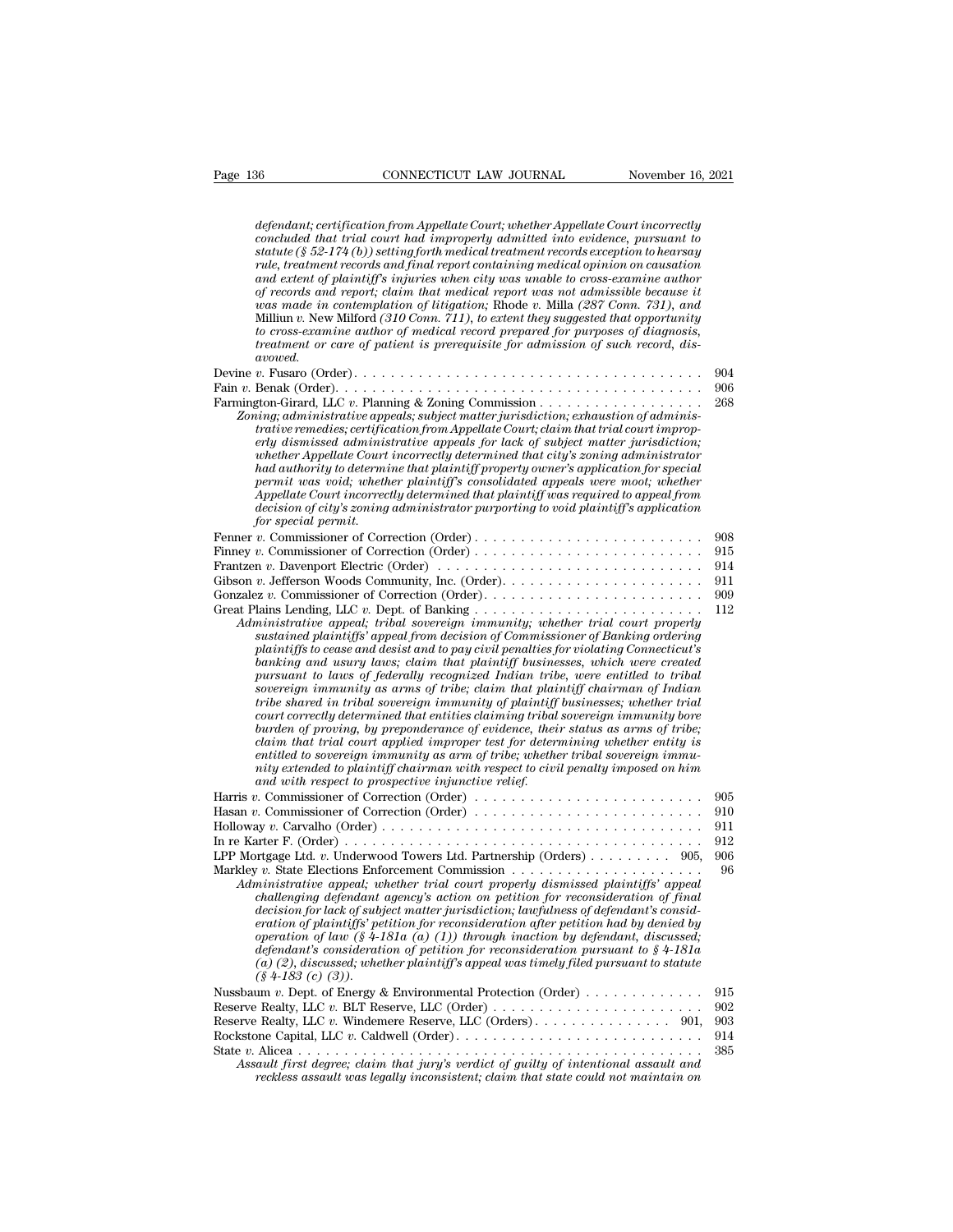*defendant; certification from Appellate Court; whether Appellate Court incorrectly concluded that trial court had improperly admitted into evidence, pursuant to statute (§ 52-174 (b)) setting forth medical treatment records exception to hearsay rule, treatment records and final report containing medical opinion on causation and extent of plaintiff's injuries when city was unable to cross-examine author of records and report; claim that medical report was not admissible because it was made in contemplation of litigation;* Rhode *v.* Milla *(287 Conn. 731), and* Milliun *v.* New Milford *(310 Conn. 711), to extent they suggested that opportunity to cross-examine author of medical record prepared for purposes of diagnosis, treatment or care of patient is prerequisite for admission of such record, disavowed.*

Devine *v.* Fusaro (Order) . . . . . . . . . . . . . . . . . . . . . . . . . . . . . . . . . . . . . 904
Fain *v.* Benak (Order). . . . . . . . . . . . . . . . . . . . . . . . . . . . . . . . . . . . . . . 906
Farmington-Girard, LLC *v.* Planning & Zoning Commission . . . . . . . . . . . . . . . . . 268
*Zoning; administrative appeals; subject matter jurisdiction; exhaustion of administrative remedies; certification from Appellate Court; claim that trial court improperly dismissed administrative appeals for lack of subject matter jurisdiction; whether Appellate Court incorrectly determined that city's zoning administrator had authority to determine that plaintiff property owner's application for special permit was void; whether plaintiff's consolidated appeals were moot; whether Appellate Court incorrectly determined that plaintiff was required to appeal from decision of city's zoning administrator purporting to void plaintiff's application for special permit.*

Fenner *v.* Commissioner of Correction (Order) . . . . . . . . . . . . . . . . . . . . . . . . 908
Finney *v.* Commissioner of Correction (Order) . . . . . . . . . . . . . . . . . . . . . . . . 915
Frantzen *v.* Davenport Electric (Order) . . . . . . . . . . . . . . . . . . . . . . . . . . . . 914
Gibson *v.* Jefferson Woods Community, Inc. (Order). . . . . . . . . . . . . . . . . . . . . 911
Gonzalez *v.* Commissioner of Correction (Order). . . . . . . . . . . . . . . . . . . . . . . 909
Great Plains Lending, LLC *v.* Dept. of Banking . . . . . . . . . . . . . . . . . . . . . . . . 112
*Administrative appeal; tribal sovereign immunity; whether trial court properly sustained plaintiffs' appeal from decision of Commissioner of Banking ordering plaintiffs to cease and desist and to pay civil penalties for violating Connecticut's banking and usury laws; claim that plaintiff businesses, which were created pursuant to laws of federally recognized Indian tribe, were entitled to tribal sovereign immunity as arms of tribe; claim that plaintiff chairman of Indian tribe shared in tribal sovereign immunity of plaintiff businesses; whether trial court correctly determined that entities claiming tribal sovereign immunity bore burden of proving, by preponderance of evidence, their status as arms of tribe; claim that trial court applied improper test for determining whether entity is entitled to sovereign immunity as arm of tribe; whether tribal sovereign immunity extended to plaintiff chairman with respect to civil penalty imposed on him and with respect to prospective injunctive relief.*

Harris *v.* Commissioner of Correction (Order) . . . . . . . . . . . . . . . . . . . . . . . . 905
Hasan *v.* Commissioner of Correction (Order) . . . . . . . . . . . . . . . . . . . . . . . . 910
Holloway *v.* Carvalho (Order) . . . . . . . . . . . . . . . . . . . . . . . . . . . . . . . . . . 911
In re Karter F. (Order) . . . . . . . . . . . . . . . . . . . . . . . . . . . . . . . . . . . . . . . 912
LPP Mortgage Ltd. *v.* Underwood Towers Ltd. Partnership (Orders) . . . . . . . . . 905, 906
Markley *v.* State Elections Enforcement Commission . . . . . . . . . . . . . . . . . . . . . 96
*Administrative appeal; whether trial court properly dismissed plaintiffs' appeal challenging defendant agency's action on petition for reconsideration of final decision for lack of subject matter jurisdiction; lawfulness of defendant's consideration of plaintiffs' petition for reconsideration after petition had by denied by operation of law (§ 4-181a (a) (1)) through inaction by defendant, discussed; defendant's consideration of petition for reconsideration pursuant to § 4-181a (a) (2), discussed; whether plaintiff's appeal was timely filed pursuant to statute (§ 4-183 (c) (3)).*

Nussbaum *v.* Dept. of Energy & Environmental Protection (Order) . . . . . . . . . . . . . 915
Reserve Realty, LLC *v.* BLT Reserve, LLC (Order) . . . . . . . . . . . . . . . . . . . . . . 902
Reserve Realty, LLC *v.* Windemere Reserve, LLC (Orders) . . . . . . . . . . . . . . . 901, 903
Rockstone Capital, LLC *v.* Caldwell (Order) . . . . . . . . . . . . . . . . . . . . . . . . . . 914
State *v.* Alicea . . . . . . . . . . . . . . . . . . . . . . . . . . . . . . . . . . . . . . . . . . . . 385
*Assault first degree; claim that jury's verdict of guilty of intentional assault and reckless assault was legally inconsistent; claim that state could not maintain on*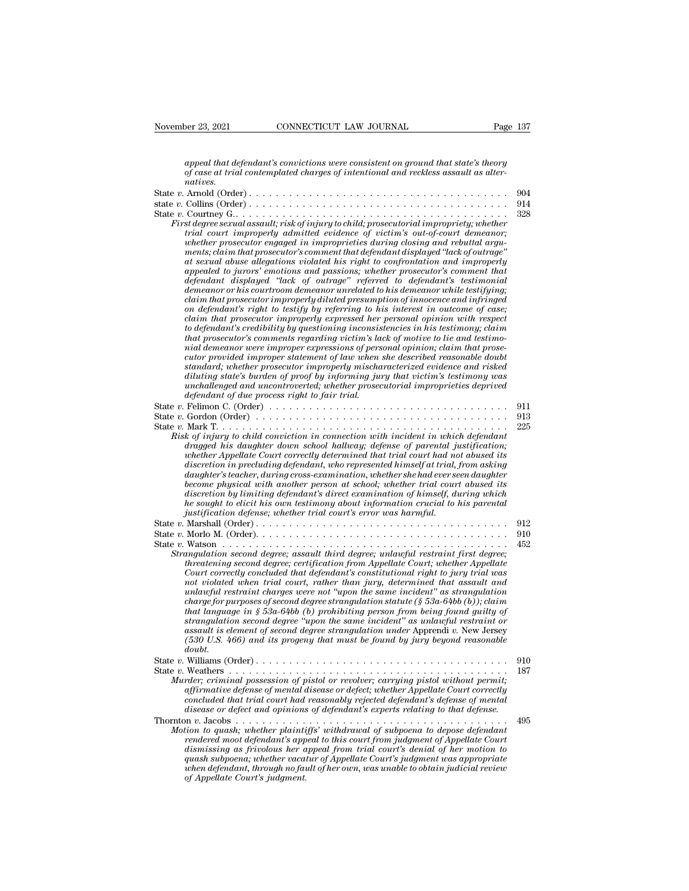*appeal that defendant's convictions were consistent on ground that state's theory of case at trial contemplated charges of intentional and reckless assault as alternatives.*

State *v.* Arnold (Order) . . . . . . . . . . . . . . . . . . . . . . . . . . . . . . . . . . . . . 904

state *v.* Collins (Order) . . . . . . . . . . . . . . . . . . . . . . . . . . . . . . . . . . . . . 914

State *v.* Courtney G.. . . . . . . . . . . . . . . . . . . . . . . . . . . . . . . . . . . . . . . 328

*First degree sexual assault; risk of injury to child; prosecutorial impropriety; whether trial court improperly admitted evidence of victim's out-of-court demeanor; whether prosecutor engaged in improprieties during closing and rebuttal arguments; claim that prosecutor's comment that defendant displayed "lack of outrage" at sexual abuse allegations violated his right to confrontation and improperly appealed to jurors' emotions and passions; whether prosecutor's comment that defendant displayed "lack of outrage" referred to defendant's testimonial demeanor or his courtroom demeanor unrelated to his demeanor while testifying; claim that prosecutor improperly diluted presumption of innocence and infringed on defendant's right to testify by referring to his interest in outcome of case; claim that prosecutor improperly expressed her personal opinion with respect to defendant's credibility by questioning inconsistencies in his testimony; claim that prosecutor's comments regarding victim's lack of motive to lie and testimonial demeanor were improper expressions of personal opinion; claim that prosecutor provided improper statement of law when she described reasonable doubt standard; whether prosecutor improperly mischaracterized evidence and risked diluting state's burden of proof by informing jury that victim's testimony was unchallenged and uncontroverted; whether prosecutorial improprieties deprived defendant of due process right to fair trial.*

State *v.* Felimon C. (Order) . . . . . . . . . . . . . . . . . . . . . . . . . . . . . . . . . . 911

State *v.* Gordon (Order) . . . . . . . . . . . . . . . . . . . . . . . . . . . . . . . . . . . . 913

State *v.* Mark T. . . . . . . . . . . . . . . . . . . . . . . . . . . . . . . . . . . . . . . . . 225

*Risk of injury to child conviction in connection with incident in which defendant dragged his daughter down school hallway; defense of parental justification; whether Appellate Court correctly determined that trial court had not abused its discretion in precluding defendant, who represented himself at trial, from asking daughter's teacher, during cross-examination, whether she had ever seen daughter become physical with another person at school; whether trial court abused its discretion by limiting defendant's direct examination of himself, during which he sought to elicit his own testimony about information crucial to his parental justification defense; whether trial court's error was harmful.*

State *v.* Marshall (Order) . . . . . . . . . . . . . . . . . . . . . . . . . . . . . . . . . . . 912

State *v.* Morlo M. (Order). . . . . . . . . . . . . . . . . . . . . . . . . . . . . . . . . . . . 910

State *v.* Watson . . . . . . . . . . . . . . . . . . . . . . . . . . . . . . . . . . . . . . . . . 452

*Strangulation second degree; assault third degree; unlawful restraint first degree; threatening second degree; certification from Appellate Court; whether Appellate Court correctly concluded that defendant's constitutional right to jury trial was not violated when trial court, rather than jury, determined that assault and unlawful restraint charges were not "upon the same incident" as strangulation charge for purposes of second degree strangulation statute (§ 53a-64bb (b)); claim that language in § 53a-64bb (b) prohibiting person from being found guilty of strangulation second degree "upon the same incident" as unlawful restraint or assault is element of second degree strangulation under* Apprendi *v.* New Jersey *(530 U.S. 466) and its progeny that must be found by jury beyond reasonable doubt.*

State *v.* Williams (Order) . . . . . . . . . . . . . . . . . . . . . . . . . . . . . . . . . . . 910

State *v.* Weathers . . . . . . . . . . . . . . . . . . . . . . . . . . . . . . . . . . . . . . . . 187

*Murder; criminal possession of pistol or revolver; carrying pistol without permit; affirmative defense of mental disease or defect; whether Appellate Court correctly concluded that trial court had reasonably rejected defendant's defense of mental disease or defect and opinions of defendant's experts relating to that defense.*

Thornton *v.* Jacobs . . . . . . . . . . . . . . . . . . . . . . . . . . . . . . . . . . . . . . . 495

*Motion to quash; whether plaintiffs' withdrawal of subpoena to depose defendant rendered moot defendant's appeal to this court from judgment of Appellate Court dismissing as frivolous her appeal from trial court's denial of her motion to quash subpoena; whether vacatur of Appellate Court's judgment was appropriate when defendant, through no fault of her own, was unable to obtain judicial review of Appellate Court's judgment.*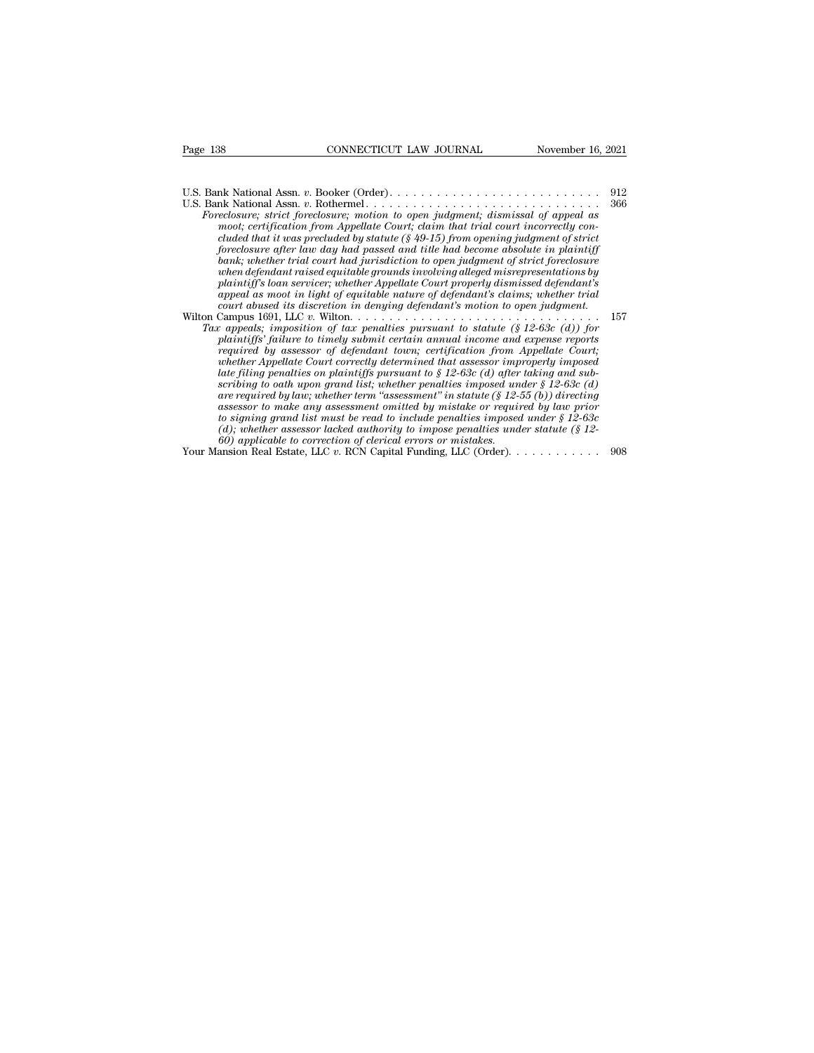U.S. Bank National Assn. *v.* Booker (Order). . . . . . . . . . . . . . . . . . . . . . . . . . . 912

U.S. Bank National Assn. *v.* Rothermel. . . . . . . . . . . . . . . . . . . . . . . . . . . . . . . 366

*Foreclosure; strict foreclosure; motion to open judgment; dismissal of appeal as moot; certification from Appellate Court; claim that trial court incorrectly concluded that it was precluded by statute (§ 49-15) from opening judgment of strict foreclosure after law day had passed and title had become absolute in plaintiff bank; whether trial court had jurisdiction to open judgment of strict foreclosure when defendant raised equitable grounds involving alleged misrepresentations by plaintiff's loan servicer; whether Appellate Court properly dismissed defendant's appeal as moot in light of equitable nature of defendant's claims; whether trial court abused its discretion in denying defendant's motion to open judgment.*

Wilton Campus 1691, LLC *v.* Wilton. . . . . . . . . . . . . . . . . . . . . . . . . . . . . . . . 157

*Tax appeals; imposition of tax penalties pursuant to statute (§ 12-63c (d)) for plaintiffs' failure to timely submit certain annual income and expense reports required by assessor of defendant town; certification from Appellate Court; whether Appellate Court correctly determined that assessor improperly imposed late filing penalties on plaintiffs pursuant to § 12-63c (d) after taking and subscribing to oath upon grand list; whether penalties imposed under § 12-63c (d) are required by law; whether term "assessment" in statute (§ 12-55 (b)) directing assessor to make any assessment omitted by mistake or required by law prior to signing grand list must be read to include penalties imposed under § 12-63c (d); whether assessor lacked authority to impose penalties under statute (§ 12-60) applicable to correction of clerical errors or mistakes.*

Your Mansion Real Estate, LLC *v.* RCN Capital Funding, LLC (Order). . . . . . . . . . . 908